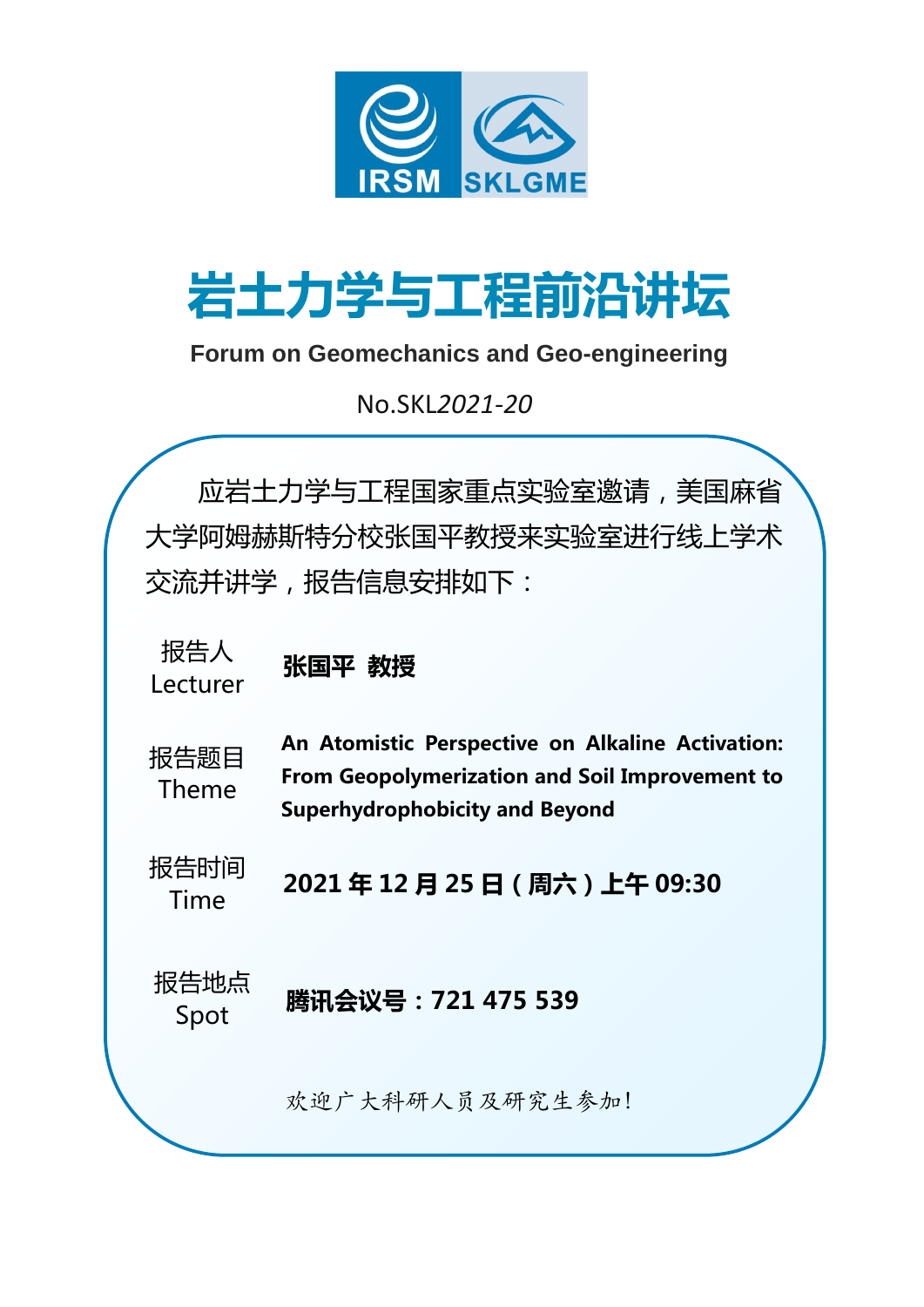IRSM SKLGME

# 岩土力学与工程前沿讲坛

**Forum on Geomechanics and Geo-engineering**

No.SKL*2021-20*

应岩土力学与工程国家重点实验室邀请，美国麻省大学阿姆赫斯特分校张国平教授来实验室进行线上学术交流并讲学，报告信息安排如下：

| | |
|---|---|
| 报告人 Lecturer | **张国平 教授** |
| 报告题目 Theme | **An Atomistic Perspective on Alkaline Activation: From Geopolymerization and Soil Improvement to Superhydrophobicity and Beyond** |
| 报告时间 Time | **2021 年 12 月 25 日（周六）上午 09:30** |
| 报告地点 Spot | **腾讯会议号：721 475 539** |

欢迎广大科研人员及研究生参加！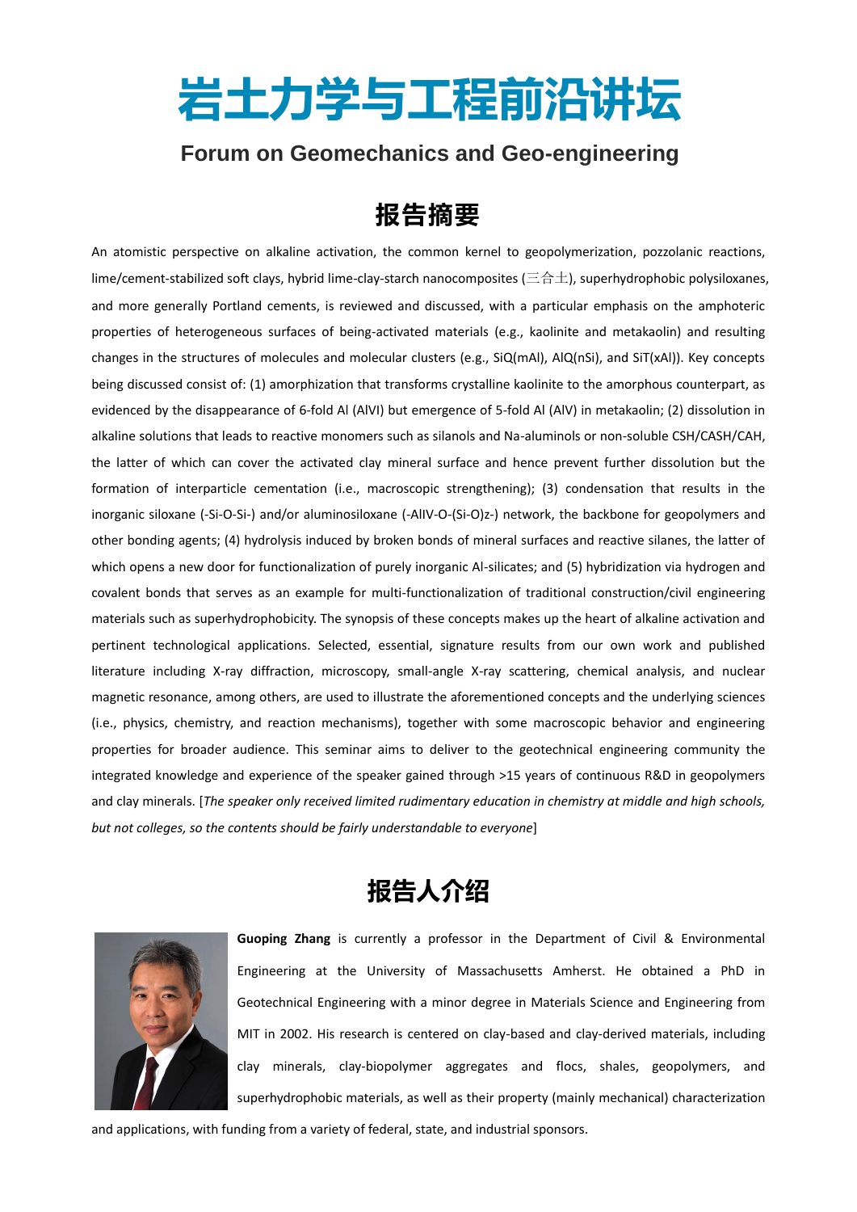# 岩土力学与工程前沿讲坛

## Forum on Geomechanics and Geo-engineering

## 报告摘要

An atomistic perspective on alkaline activation, the common kernel to geopolymerization, pozzolanic reactions, lime/cement-stabilized soft clays, hybrid lime-clay-starch nanocomposites (三合土), superhydrophobic polysiloxanes, and more generally Portland cements, is reviewed and discussed, with a particular emphasis on the amphoteric properties of heterogeneous surfaces of being-activated materials (e.g., kaolinite and metakaolin) and resulting changes in the structures of molecules and molecular clusters (e.g., SiQ(mAl), AlQ(nSi), and SiT(xAl)). Key concepts being discussed consist of: (1) amorphization that transforms crystalline kaolinite to the amorphous counterpart, as evidenced by the disappearance of 6-fold Al (AlVI) but emergence of 5-fold Al (AlV) in metakaolin; (2) dissolution in alkaline solutions that leads to reactive monomers such as silanols and Na-aluminols or non-soluble CSH/CASH/CAH, the latter of which can cover the activated clay mineral surface and hence prevent further dissolution but the formation of interparticle cementation (i.e., macroscopic strengthening); (3) condensation that results in the inorganic siloxane (-Si-O-Si-) and/or aluminosiloxane (-AlIV-O-(Si-O)z-) network, the backbone for geopolymers and other bonding agents; (4) hydrolysis induced by broken bonds of mineral surfaces and reactive silanes, the latter of which opens a new door for functionalization of purely inorganic Al-silicates; and (5) hybridization via hydrogen and covalent bonds that serves as an example for multi-functionalization of traditional construction/civil engineering materials such as superhydrophobicity. The synopsis of these concepts makes up the heart of alkaline activation and pertinent technological applications. Selected, essential, signature results from our own work and published literature including X-ray diffraction, microscopy, small-angle X-ray scattering, chemical analysis, and nuclear magnetic resonance, among others, are used to illustrate the aforementioned concepts and the underlying sciences (i.e., physics, chemistry, and reaction mechanisms), together with some macroscopic behavior and engineering properties for broader audience. This seminar aims to deliver to the geotechnical engineering community the integrated knowledge and experience of the speaker gained through >15 years of continuous R&D in geopolymers and clay minerals. [*The speaker only received limited rudimentary education in chemistry at middle and high schools, but not colleges, so the contents should be fairly understandable to everyone*]

## 报告人介绍

**Guoping Zhang** is currently a professor in the Department of Civil & Environmental Engineering at the University of Massachusetts Amherst. He obtained a PhD in Geotechnical Engineering with a minor degree in Materials Science and Engineering from MIT in 2002. His research is centered on clay-based and clay-derived materials, including clay minerals, clay-biopolymer aggregates and flocs, shales, geopolymers, and superhydrophobic materials, as well as their property (mainly mechanical) characterization and applications, with funding from a variety of federal, state, and industrial sponsors.